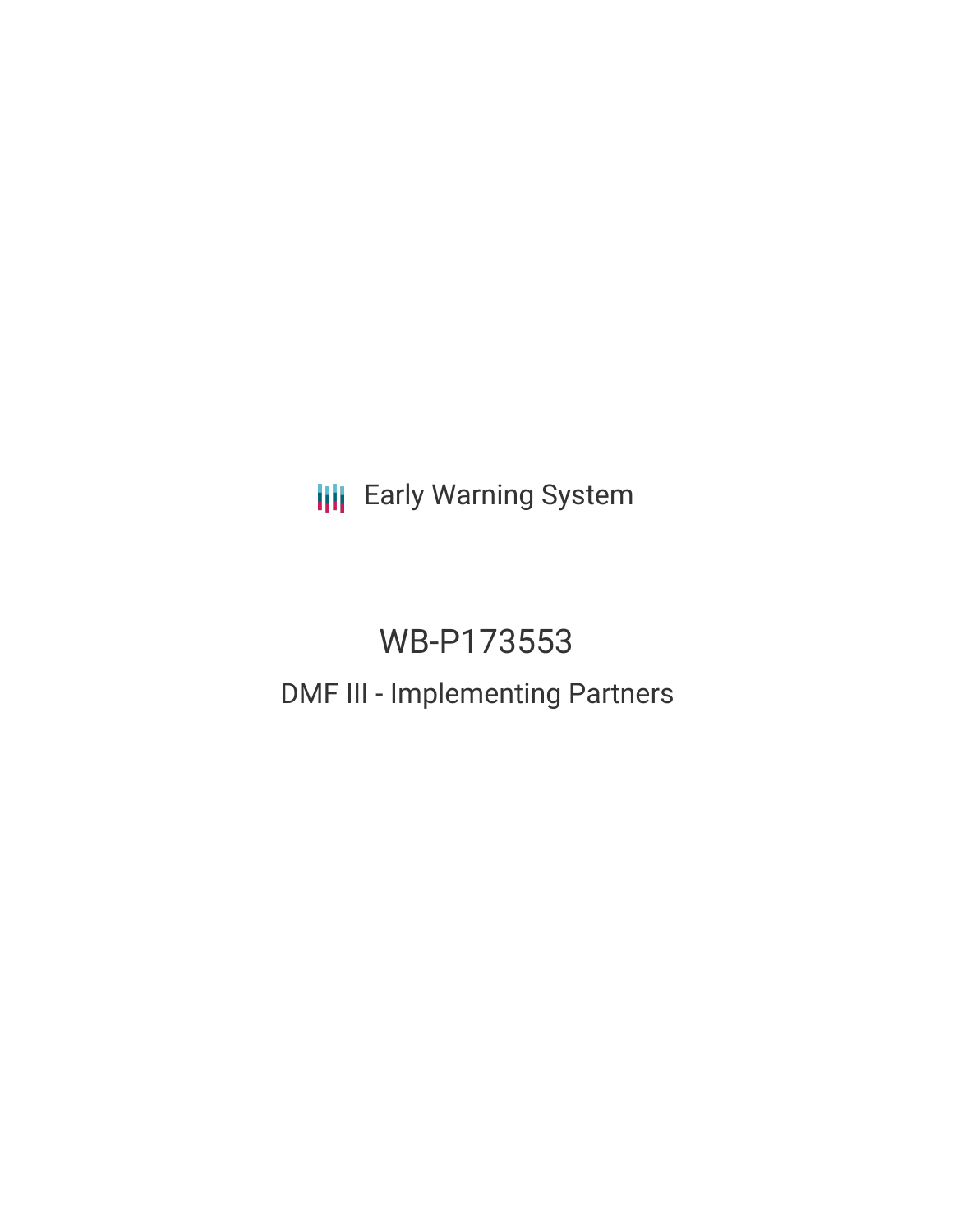Early Warning System

# WB-P173553

## DMF III - Implementing Partners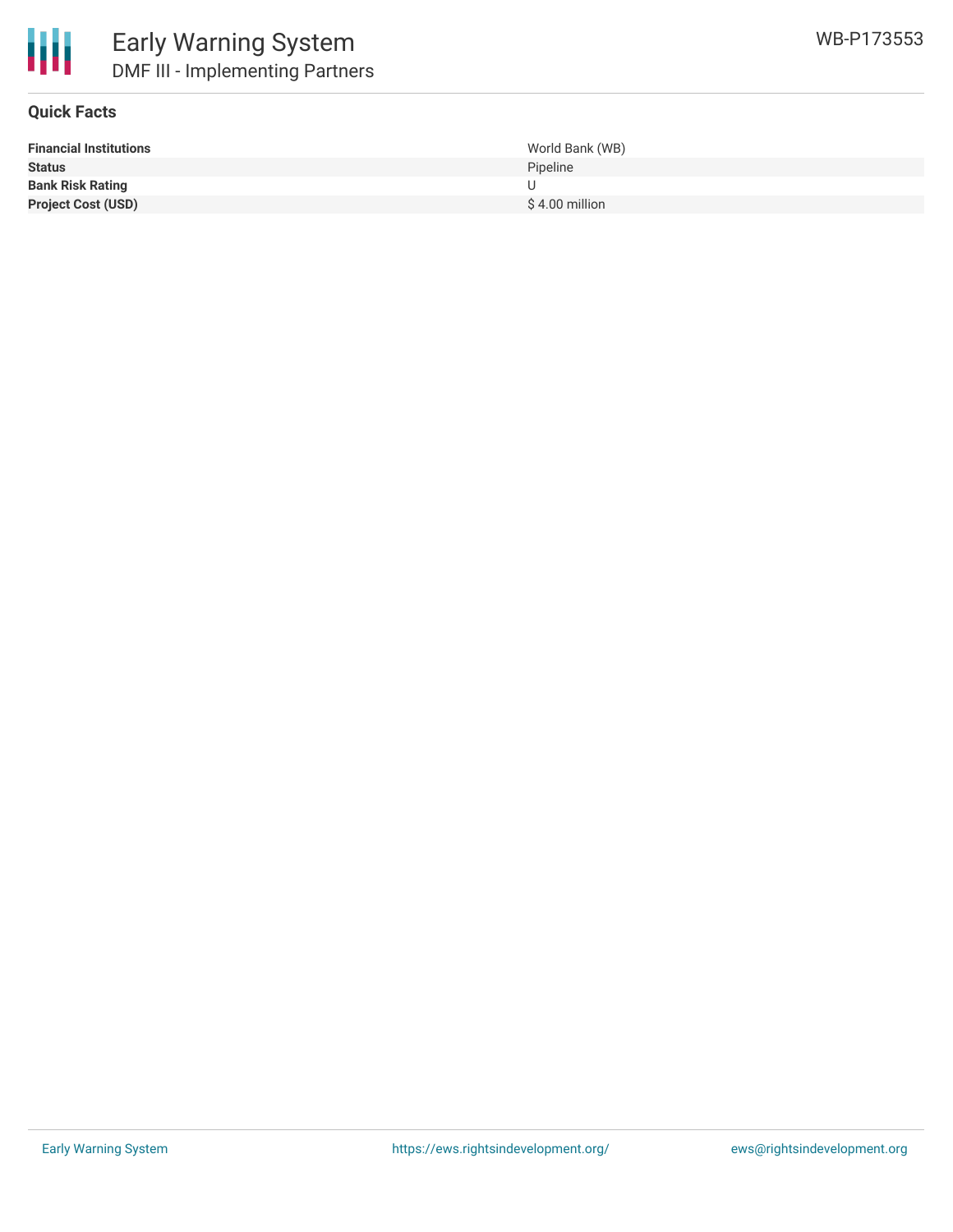# Early Warning System

## DMF III - Implementing Partners

WB-P173553

### Quick Facts

| | |
|---|---|
| **Financial Institutions** | World Bank (WB) |
| **Status** | Pipeline |
| **Bank Risk Rating** | U |
| **Project Cost (USD)** | $ 4.00 million |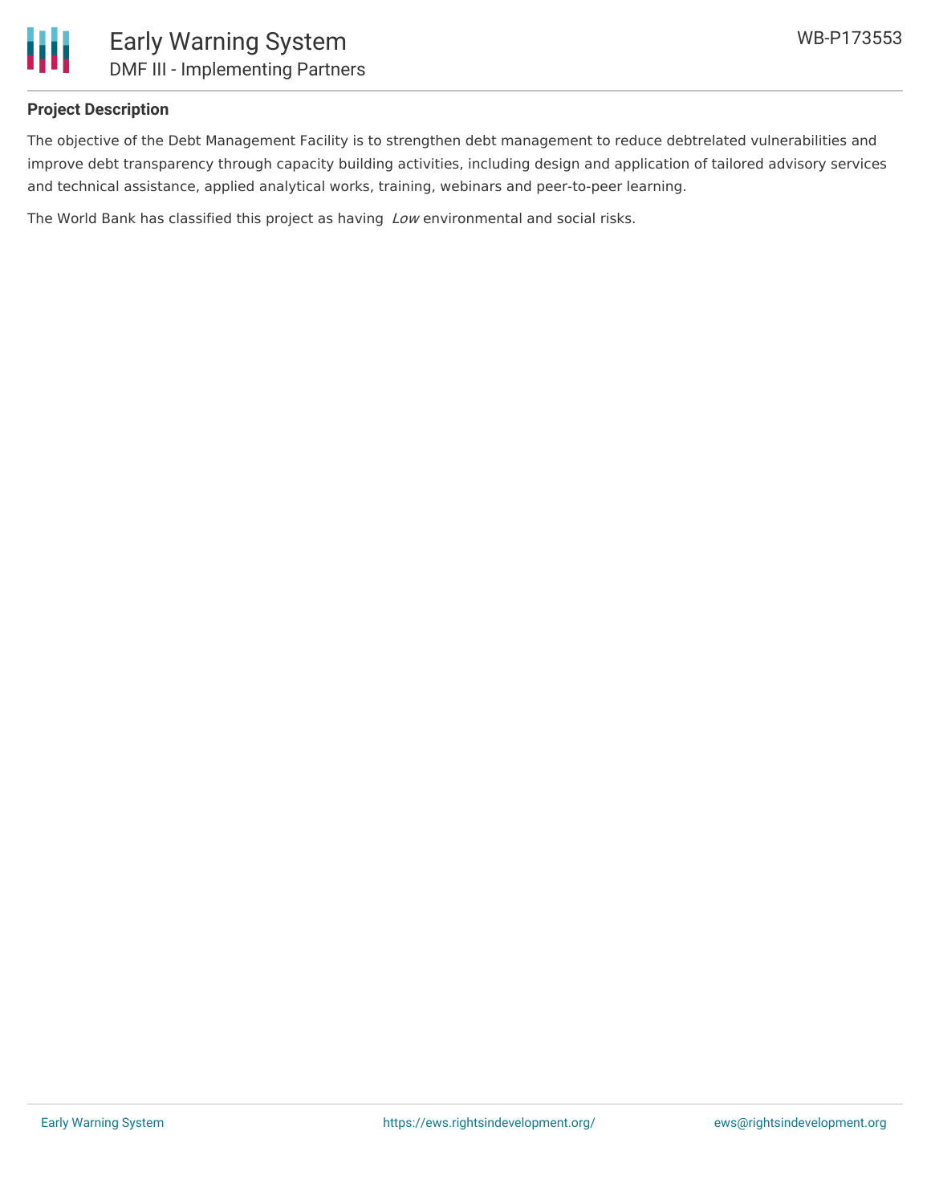## Project Description

The objective of the Debt Management Facility is to strengthen debt management to reduce debtrelated vulnerabilities and improve debt transparency through capacity building activities, including design and application of tailored advisory services and technical assistance, applied analytical works, training, webinars and peer-to-peer learning.

The World Bank has classified this project as having *Low* environmental and social risks.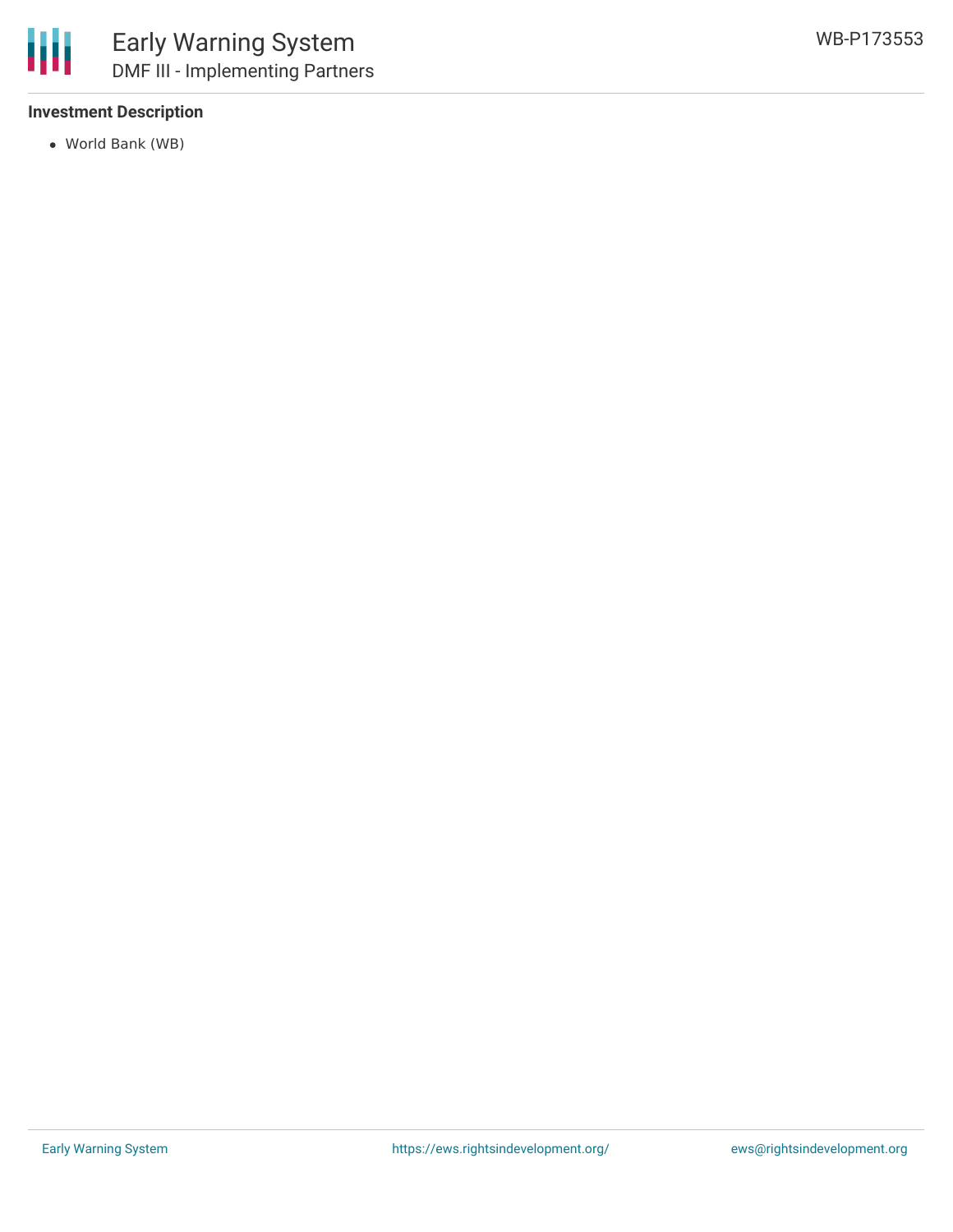### Investment Description

- World Bank (WB)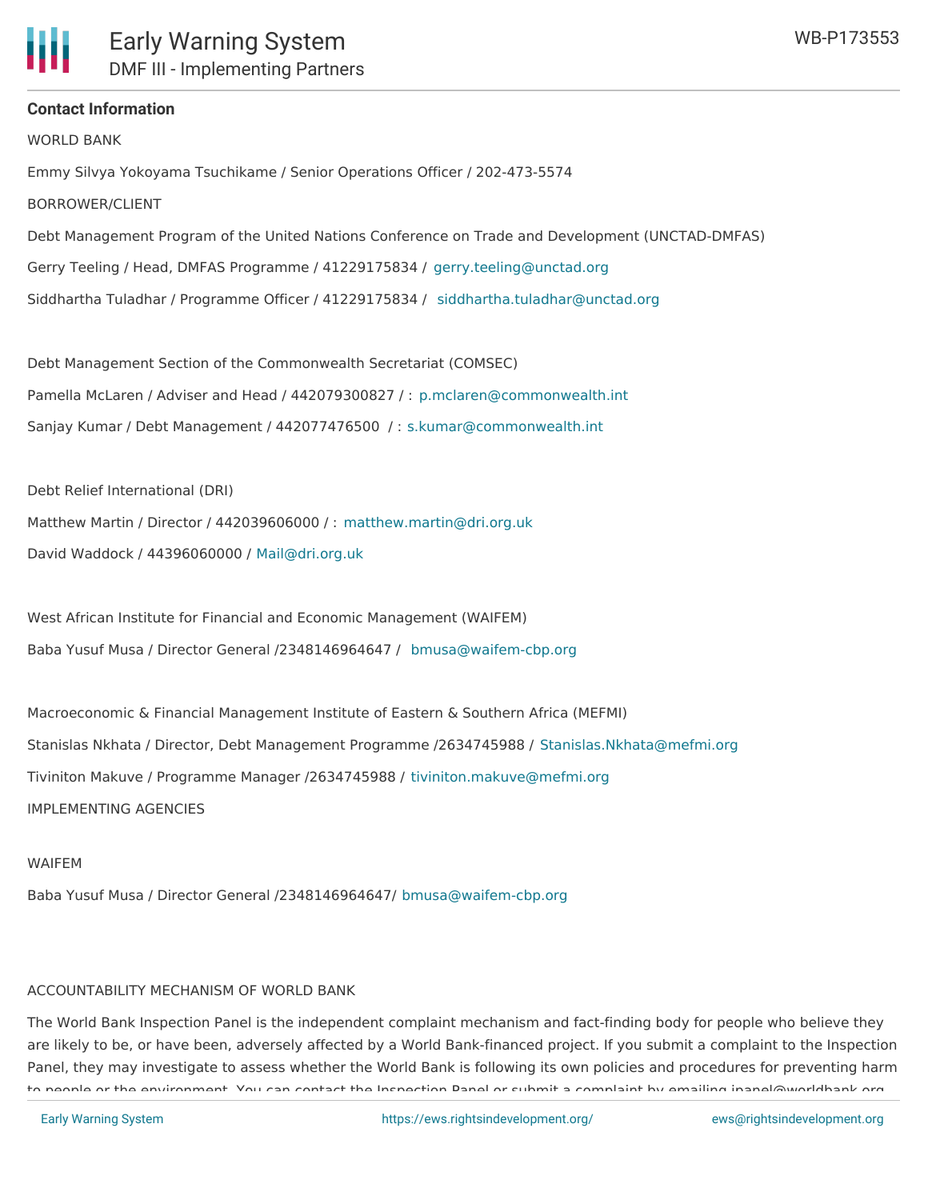## Contact Information

WORLD BANK

Emmy Silvya Yokoyama Tsuchikame / Senior Operations Officer / 202-473-5574

BORROWER/CLIENT

Debt Management Program of the United Nations Conference on Trade and Development (UNCTAD-DMFAS)

Gerry Teeling / Head, DMFAS Programme / 41229175834 / gerry.teeling@unctad.org

Siddhartha Tuladhar / Programme Officer / 41229175834 / siddhartha.tuladhar@unctad.org

Debt Management Section of the Commonwealth Secretariat (COMSEC)

Pamella McLaren / Adviser and Head / 442079300827 / : p.mclaren@commonwealth.int

Sanjay Kumar / Debt Management / 442077476500 / : s.kumar@commonwealth.int

Debt Relief International (DRI)

Matthew Martin / Director / 442039606000 / : matthew.martin@dri.org.uk

David Waddock / 44396060000 / Mail@dri.org.uk

West African Institute for Financial and Economic Management (WAIFEM)

Baba Yusuf Musa / Director General /2348146964647 / bmusa@waifem-cbp.org

Macroeconomic & Financial Management Institute of Eastern & Southern Africa (MEFMI)

Stanislas Nkhata / Director, Debt Management Programme /2634745988 / Stanislas.Nkhata@mefmi.org

Tiviniton Makuve / Programme Manager /2634745988 / tiviniton.makuve@mefmi.org

IMPLEMENTING AGENCIES

WAIFEM

Baba Yusuf Musa / Director General /2348146964647/ bmusa@waifem-cbp.org

ACCOUNTABILITY MECHANISM OF WORLD BANK

The World Bank Inspection Panel is the independent complaint mechanism and fact-finding body for people who believe they are likely to be, or have been, adversely affected by a World Bank-financed project. If you submit a complaint to the Inspection Panel, they may investigate to assess whether the World Bank is following its own policies and procedures for preventing harm to people or the environment. You can contact the Inspection Panel or submit a complaint by emailing ipanel@worldbank.org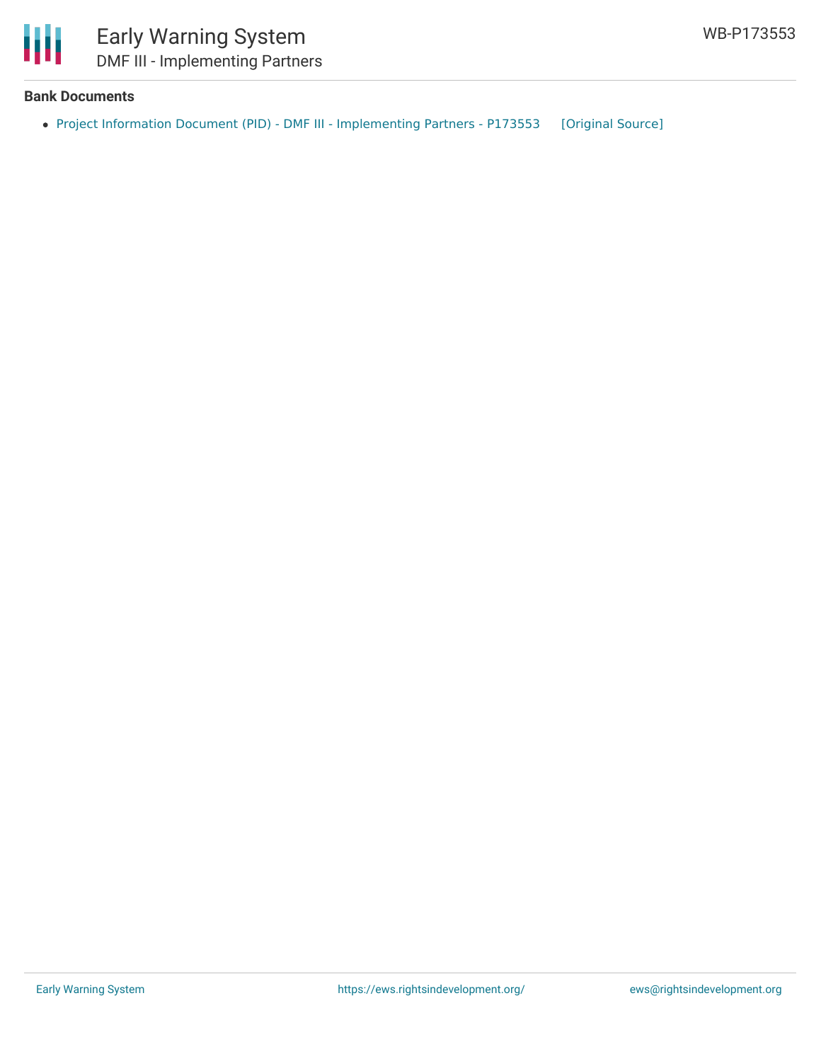**Bank Documents**

- Project Information Document (PID) - DMF III - Implementing Partners - P173553 [Original Source]